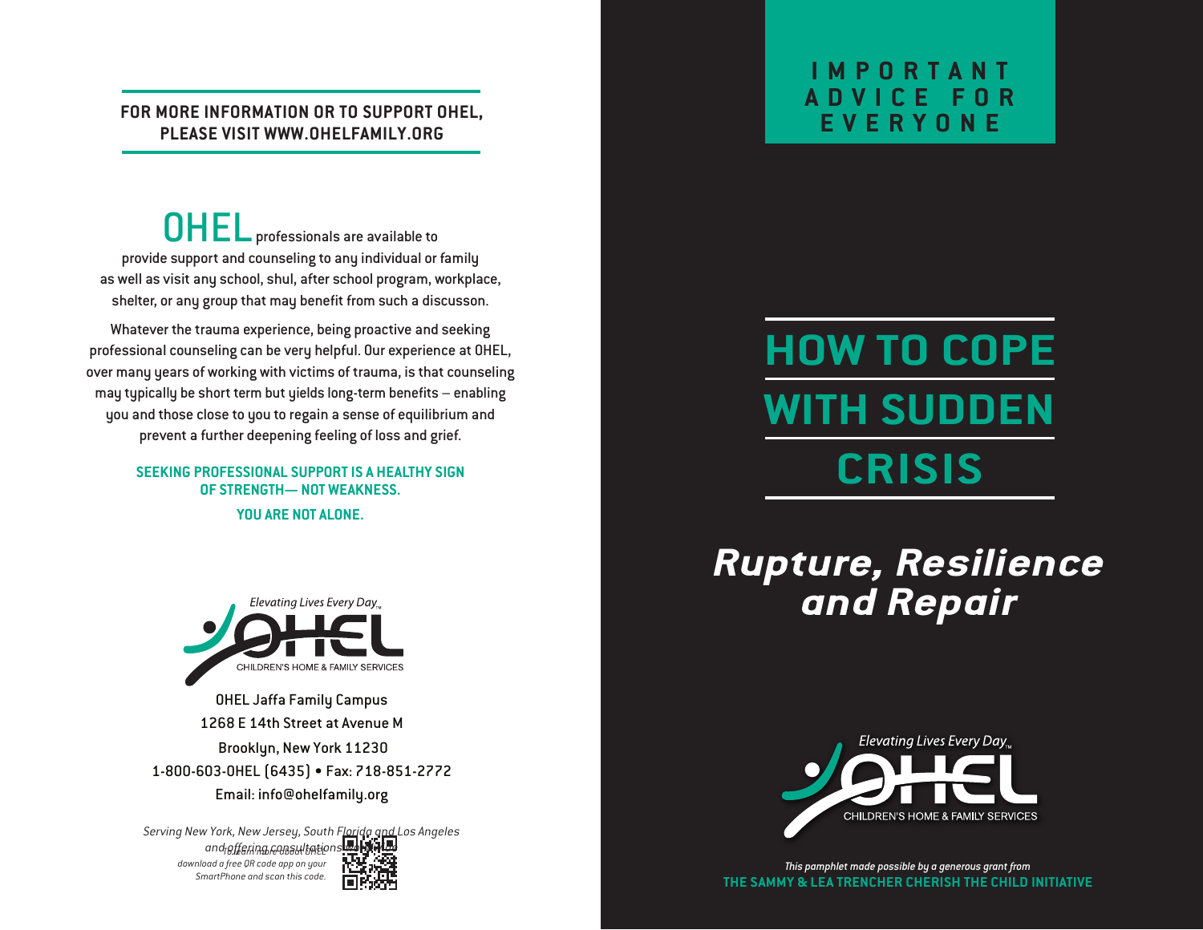**FOR MORE INFORMATION OR TO SUPPORT OHEL, PLEASE VISIT WWW.OHELFAMILY.ORG**

OHEL professionals are available to provide support and counseling to any individual or family as well as visit any school, shul, after school program, workplace, shelter, or any group that may benefit from such a discusson.

Whatever the trauma experience, being proactive and seeking professional counseling can be very helpful. Our experience at OHEL, over many years of working with victims of trauma, is that counseling may typically be short term but yields long-term benefits – enabling you and those close to you to regain a sense of equilibrium and prevent a further deepening feeling of loss and grief.

**SEEKING PROFESSIONAL SUPPORT IS A HEALTHY SIGN OF STRENGTH— NOT WEAKNESS.**

**YOU ARE NOT ALONE.**

*Elevating Lives Every Day*™

OHEL CHILDREN'S HOME & FAMILY SERVICES

OHEL Jaffa Family Campus
1268 E 14th Street at Avenue M
Brooklyn, New York 11230
1-800-603-OHEL (6435) • Fax: 718-851-2772
Email: info@ohelfamily.org

*Serving New York, New Jersey, South Florida and Los Angeles and offering consultations worldwide*

*To learn more about OHEL download a free QR code app on your SmartPhone and scan this code.*

**IMPORTANT ADVICE FOR EVERYONE**

# HOW TO COPE WITH SUDDEN CRISIS

## *Rupture, Resilience and Repair*

*Elevating Lives Every Day*™

OHEL CHILDREN'S HOME & FAMILY SERVICES

*This pamphlet made possible by a generous grant from*
**THE SAMMY & LEA TRENCHER CHERISH THE CHILD INITIATIVE**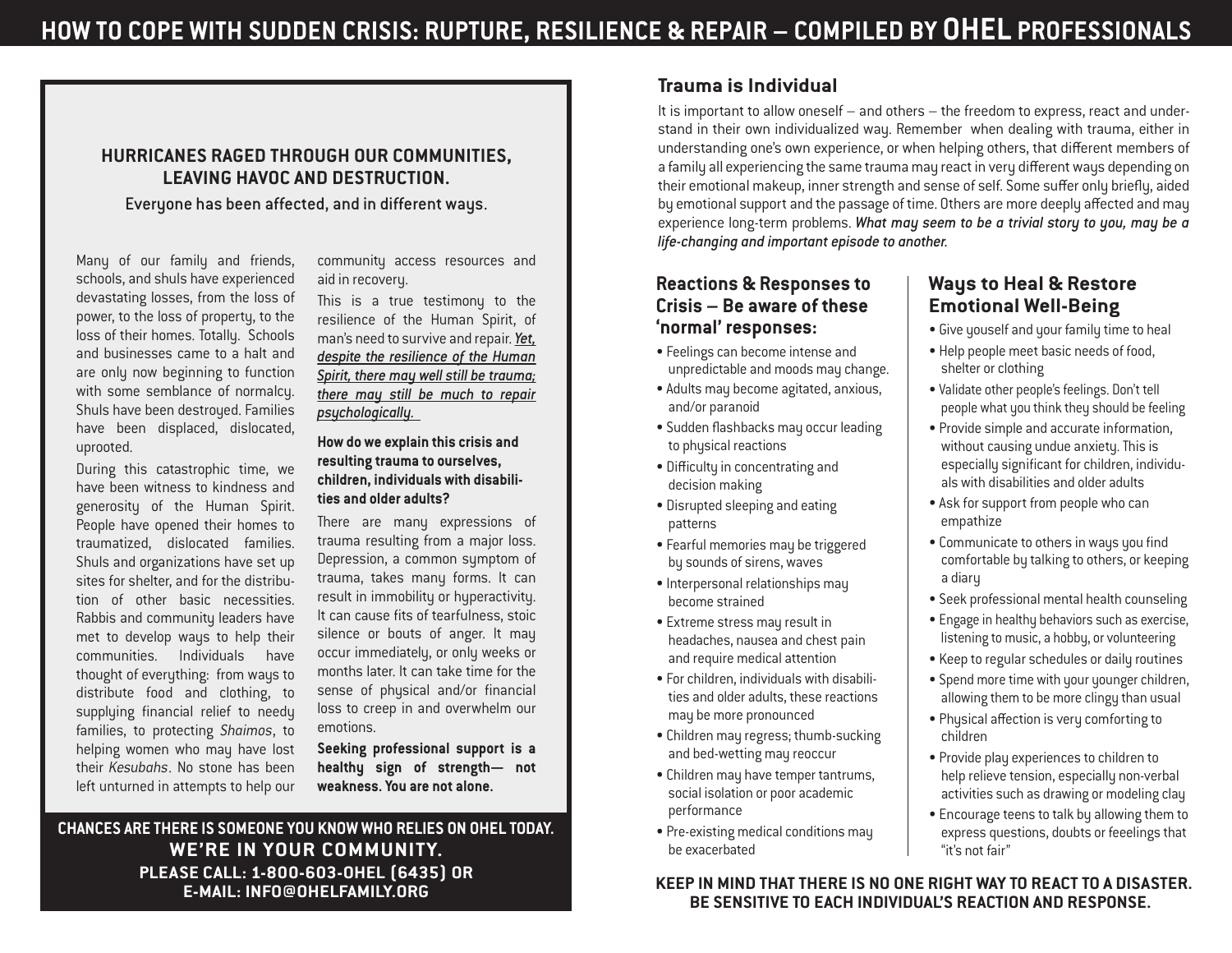# HOW TO COPE WITH SUDDEN CRISIS: RUPTURE, RESILIENCE & REPAIR – COMPILED BY OHEL PROFESSIONALS

## HURRICANES RAGED THROUGH OUR COMMUNITIES, LEAVING HAVOC AND DESTRUCTION.

Everyone has been affected, and in different ways.

Many of our family and friends, schools, and shuls have experienced devastating losses, from the loss of power, to the loss of property, to the loss of their homes. Totally. Schools and businesses came to a halt and are only now beginning to function with some semblance of normalcy. Shuls have been destroyed. Families have been displaced, dislocated, uprooted.

During this catastrophic time, we have been witness to kindness and generosity of the Human Spirit. People have opened their homes to traumatized, dislocated families. Shuls and organizations have set up sites for shelter, and for the distribution of other basic necessities. Rabbis and community leaders have met to develop ways to help their communities. Individuals have thought of everything: from ways to distribute food and clothing, to supplying financial relief to needy families, to protecting *Shaimos*, to helping women who may have lost their *Kesubahs*. No stone has been left unturned in attempts to help our community access resources and aid in recovery.

This is a true testimony to the resilience of the Human Spirit, of man's need to survive and repair. ***Yet, despite the resilience of the Human Spirit, there may well still be trauma; there may still be much to repair psychologically.***

**How do we explain this crisis and resulting trauma to ourselves, children, individuals with disabilities and older adults?**

There are many expressions of trauma resulting from a major loss. Depression, a common symptom of trauma, takes many forms. It can result in immobility or hyperactivity. It can cause fits of tearfulness, stoic silence or bouts of anger. It may occur immediately, or only weeks or months later. It can take time for the sense of physical and/or financial loss to creep in and overwhelm our emotions.

**Seeking professional support is a healthy sign of strength— not weakness. You are not alone.**

**CHANCES ARE THERE IS SOMEONE YOU KNOW WHO RELIES ON OHEL TODAY.**
**WE'RE IN YOUR COMMUNITY.**
**PLEASE CALL: 1-800-603-OHEL (6435) OR E-MAIL: INFO@OHELFAMILY.ORG**

## Trauma is Individual

It is important to allow oneself – and others – the freedom to express, react and understand in their own individualized way. Remember when dealing with trauma, either in understanding one's own experience, or when helping others, that different members of a family all experiencing the same trauma may react in very different ways depending on their emotional makeup, inner strength and sense of self. Some suffer only briefly, aided by emotional support and the passage of time. Others are more deeply affected and may experience long-term problems. ***What may seem to be a trivial story to you, may be a life-changing and important episode to another.***

## Reactions & Responses to Crisis – Be aware of these 'normal' responses:

- Feelings can become intense and unpredictable and moods may change.
- Adults may become agitated, anxious, and/or paranoid
- Sudden flashbacks may occur leading to physical reactions
- Difficulty in concentrating and decision making
- Disrupted sleeping and eating patterns
- Fearful memories may be triggered by sounds of sirens, waves
- Interpersonal relationships may become strained
- Extreme stress may result in headaches, nausea and chest pain and require medical attention
- For children, individuals with disabilities and older adults, these reactions may be more pronounced
- Children may regress; thumb-sucking and bed-wetting may reoccur
- Children may have temper tantrums, social isolation or poor academic performance
- Pre-existing medical conditions may be exacerbated

## Ways to Heal & Restore Emotional Well-Being

- Give youself and your family time to heal
- Help people meet basic needs of food, shelter or clothing
- Validate other people's feelings. Don't tell people what you think they should be feeling
- Provide simple and accurate information, without causing undue anxiety. This is especially significant for children, individuals with disabilities and older adults
- Ask for support from people who can empathize
- Communicate to others in ways you find comfortable by talking to others, or keeping a diary
- Seek professional mental health counseling
- Engage in healthy behaviors such as exercise, listening to music, a hobby, or volunteering
- Keep to regular schedules or daily routines
- Spend more time with your younger children, allowing them to be more clingy than usual
- Physical affection is very comforting to children
- Provide play experiences to children to help relieve tension, especially non-verbal activities such as drawing or modeling clay
- Encourage teens to talk by allowing them to express questions, doubts or feeelings that "it's not fair"

**KEEP IN MIND THAT THERE IS NO ONE RIGHT WAY TO REACT TO A DISASTER. BE SENSITIVE TO EACH INDIVIDUAL'S REACTION AND RESPONSE.**